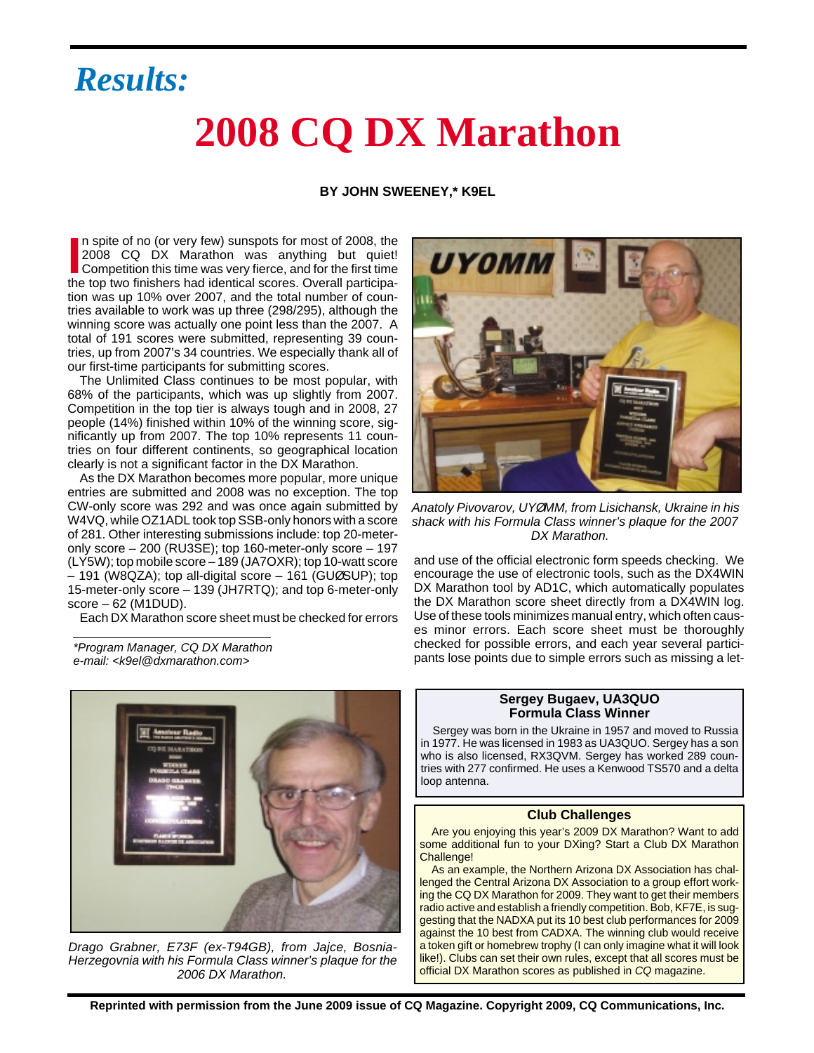# *Results:*

# 2008 CQ DX Marathon

**BY JOHN SWEENEY,* K9EL**

In spite of no (or very few) sunspots for most of 2008, the 2008 CQ DX Marathon was anything but quiet! Competition this time was very fierce, and for the first time the top two finishers had identical scores. Overall participation was up 10% over 2007, and the total number of countries available to work was up three (298/295), although the winning score was actually one point less than the 2007. A total of 191 scores were submitted, representing 39 countries, up from 2007's 34 countries. We especially thank all of our first-time participants for submitting scores.

The Unlimited Class continues to be most popular, with 68% of the participants, which was up slightly from 2007. Competition in the top tier is always tough and in 2008, 27 people (14%) finished within 10% of the winning score, significantly up from 2007. The top 10% represents 11 countries on four different continents, so geographical location clearly is not a significant factor in the DX Marathon.

As the DX Marathon becomes more popular, more unique entries are submitted and 2008 was no exception. The top CW-only score was 292 and was once again submitted by W4VQ, while OZ1ADL took top SSB-only honors with a score of 281. Other interesting submissions include: top 20-meter-only score – 200 (RU3SE); top 160-meter-only score – 197 (LY5W); top mobile score – 189 (JA7OXR); top 10-watt score – 191 (W8QZA); top all-digital score – 161 (GUØSUP); top 15-meter-only score – 139 (JH7RTQ); and top 6-meter-only score – 62 (M1DUD).

Each DX Marathon score sheet must be checked for errors and use of the official electronic form speeds checking. We encourage the use of electronic tools, such as the DX4WIN DX Marathon tool by AD1C, which automatically populates the DX Marathon score sheet directly from a DX4WIN log. Use of these tools minimizes manual entry, which often causes minor errors. Each score sheet must be thoroughly checked for possible errors, and each year several participants lose points due to simple errors such as missing a let-

*Program Manager, CQ DX Marathon
e-mail: <k9el@dxmarathon.com>

*Anatoly Pivovarov, UYØMM, from Lisichansk, Ukraine in his shack with his Formula Class winner's plaque for the 2007 DX Marathon.*

*Drago Grabner, E73F (ex-T94GB), from Jajce, Bosnia-Herzegovnia with his Formula Class winner's plaque for the 2006 DX Marathon.*

### Sergey Bugaev, UA3QUO
### Formula Class Winner

Sergey was born in the Ukraine in 1957 and moved to Russia in 1977. He was licensed in 1983 as UA3QUO. Sergey has a son who is also licensed, RX3QVM. Sergey has worked 289 countries with 277 confirmed. He uses a Kenwood TS570 and a delta loop antenna.

### Club Challenges

Are you enjoying this year's 2009 DX Marathon? Want to add some additional fun to your DXing? Start a Club DX Marathon Challenge!

As an example, the Northern Arizona DX Association has challenged the Central Arizona DX Association to a group effort working the CQ DX Marathon for 2009. They want to get their members radio active and establish a friendly competition. Bob, KF7E, is suggesting that the NADXA put its 10 best club performances for 2009 against the 10 best from CADXA. The winning club would receive a token gift or homebrew trophy (I can only imagine what it will look like!). Clubs can set their own rules, except that all scores must be official DX Marathon scores as published in *CQ* magazine.

**Reprinted with permission from the June 2009 issue of CQ Magazine. Copyright 2009, CQ Communications, Inc.**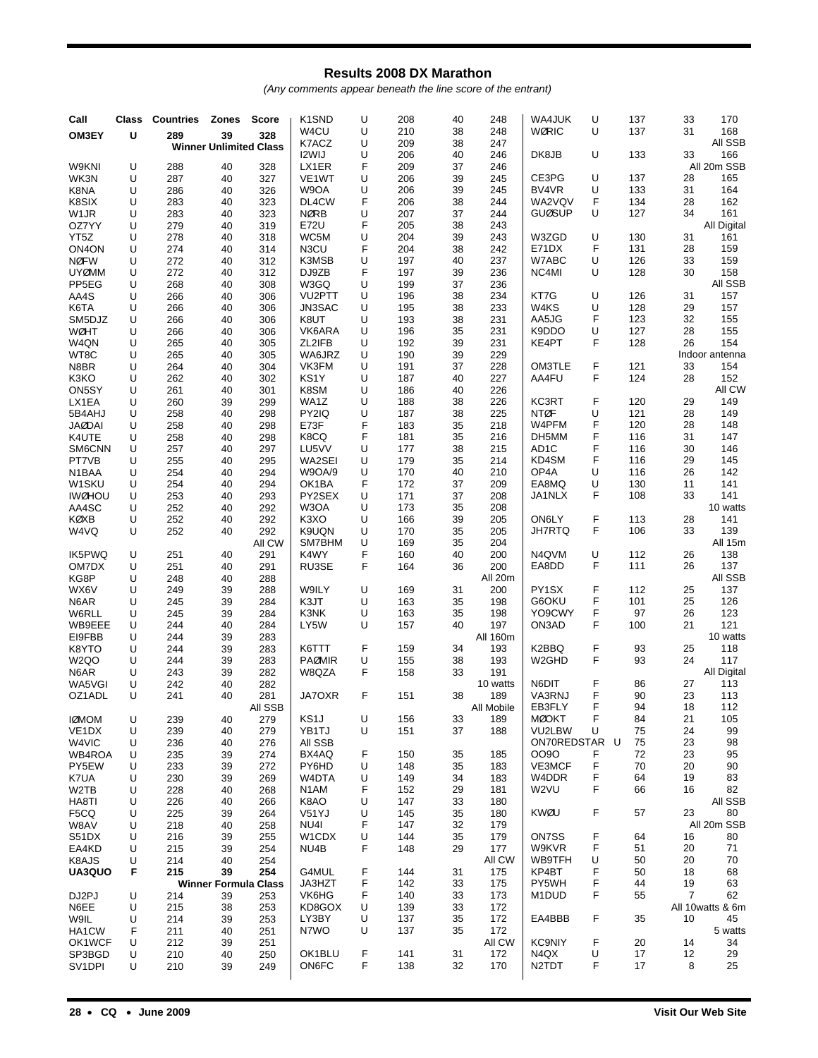## Results 2008 DX Marathon

*(Any comments appear beneath the line score of the entrant)*

| Call | Class | Countries | Zones | Score |
|---|---|---|---|---|
| **OM3EY** | **U** | **289** | **39** | **328** |
| | | **Winner Unlimited Class** | | |
| W9KNI | U | 288 | 40 | 328 |
| WK3N | U | 287 | 40 | 327 |
| K8NA | U | 286 | 40 | 326 |
| K8SIX | U | 283 | 40 | 323 |
| W1JR | U | 283 | 40 | 323 |
| OZ7YY | U | 279 | 40 | 319 |
| YT5Z | U | 278 | 40 | 318 |
| ON4ON | U | 274 | 40 | 314 |
| NØFW | U | 272 | 40 | 312 |
| UYØMM | U | 272 | 40 | 312 |
| PP5EG | U | 268 | 40 | 308 |
| AA4S | U | 266 | 40 | 306 |
| K6TA | U | 266 | 40 | 306 |
| SM5DJZ | U | 266 | 40 | 306 |
| WØHT | U | 266 | 40 | 306 |
| W4QN | U | 265 | 40 | 305 |
| WT8C | U | 265 | 40 | 305 |
| N8BR | U | 264 | 40 | 304 |
| K3KO | U | 262 | 40 | 302 |
| ON5SY | U | 261 | 40 | 301 |
| LX1EA | U | 260 | 39 | 299 |
| 5B4AHJ | U | 258 | 40 | 298 |
| JAØDAI | U | 258 | 40 | 298 |
| K4UTE | U | 258 | 40 | 298 |
| SM6CNN | U | 257 | 40 | 297 |
| PT7VB | U | 255 | 40 | 295 |
| N1BAA | U | 254 | 40 | 294 |
| W1SKU | U | 254 | 40 | 294 |
| IWØHOU | U | 253 | 40 | 293 |
| AA4SC | U | 252 | 40 | 292 |
| KØXB | U | 252 | 40 | 292 |
| W4VQ | U | 252 | 40 | 292 |
| | | | | All CW |
| IK5PWQ | U | 251 | 40 | 291 |
| OM7DX | U | 251 | 40 | 291 |
| KG8P | U | 248 | 40 | 288 |
| WX6V | U | 249 | 39 | 288 |
| N6AR | U | 245 | 39 | 284 |
| W6RLL | U | 245 | 39 | 284 |
| WB9EEE | U | 244 | 40 | 284 |
| EI9FBB | U | 244 | 39 | 283 |
| K8YTO | U | 244 | 39 | 283 |
| W2QO | U | 244 | 39 | 283 |
| N6AR | U | 243 | 39 | 282 |
| WA5VGI | U | 242 | 40 | 282 |
| OZ1ADL | U | 241 | 40 | 281 |
| | | | | All SSB |
| IØMOM | U | 239 | 40 | 279 |
| VE1DX | U | 239 | 40 | 279 |
| W4VIC | U | 236 | 40 | 276 |
| WB4ROA | U | 235 | 39 | 274 |
| PY5EW | U | 233 | 39 | 272 |
| K7UA | U | 230 | 39 | 269 |
| W2TB | U | 228 | 40 | 268 |
| HA8TI | U | 226 | 40 | 266 |
| F5CQ | U | 225 | 39 | 264 |
| W8AV | U | 218 | 40 | 258 |
| S51DX | U | 216 | 39 | 255 |
| EA4KD | U | 215 | 39 | 254 |
| K8AJS | U | 214 | 40 | 254 |
| **UA3QUO** | **F** | **215** | **39** | **254** |
| | | **Winner Formula Class** | | |
| DJ2PJ | U | 214 | 39 | 253 |
| N6EE | U | 215 | 38 | 253 |
| W9IL | U | 214 | 39 | 253 |
| HA1CW | F | 211 | 40 | 251 |
| OK1WCF | U | 212 | 39 | 251 |
| SP3BGD | U | 210 | 40 | 250 |
| SV1DPI | U | 210 | 39 | 249 |
| K1SND | U | 208 | 40 | 248 |
| W4CU | U | 210 | 38 | 248 |
| K7ACZ | U | 209 | 38 | 247 |
| I2WIJ | U | 206 | 40 | 246 |
| LX1ER | F | 209 | 37 | 246 |
| VE1WT | U | 206 | 39 | 245 |
| W9OA | U | 206 | 39 | 245 |
| DL4CW | F | 206 | 38 | 244 |
| NØRB | U | 207 | 37 | 244 |
| E72U | F | 205 | 38 | 243 |
| WC5M | U | 204 | 39 | 243 |
| N3CU | F | 204 | 38 | 242 |
| K3MSB | U | 197 | 40 | 237 |
| DJ9ZB | F | 197 | 39 | 236 |
| W3GQ | U | 199 | 37 | 236 |
| VU2PTT | U | 196 | 38 | 234 |
| JN3SAC | U | 195 | 38 | 233 |
| K8UT | U | 193 | 38 | 231 |
| VK6ARA | U | 196 | 35 | 231 |
| ZL2IFB | U | 192 | 39 | 231 |
| WA6JRZ | U | 190 | 39 | 229 |
| VK3FM | U | 191 | 37 | 228 |
| KS1Y | U | 187 | 40 | 227 |
| K8SM | U | 186 | 40 | 226 |
| WA1Z | U | 188 | 38 | 226 |
| PY2IQ | U | 187 | 38 | 225 |
| E73F | F | 183 | 35 | 218 |
| K8CQ | F | 181 | 35 | 216 |
| LU5VV | U | 177 | 38 | 215 |
| WA2SEI | U | 179 | 35 | 214 |
| W9OA/9 | U | 170 | 40 | 210 |
| OK1BA | F | 172 | 37 | 209 |
| PY2SEX | U | 171 | 37 | 208 |
| W3OA | U | 173 | 35 | 208 |
| K3XO | U | 166 | 39 | 205 |
| K9UQN | U | 170 | 35 | 205 |
| SM7BHM | U | 169 | 35 | 204 |
| K4WY | F | 160 | 40 | 200 |
| RU3SE | F | 164 | 36 | 200 |
| | | | | All 20m |
| W9ILY | U | 169 | 31 | 200 |
| K3JT | U | 163 | 35 | 198 |
| K3NK | U | 163 | 35 | 198 |
| LY5W | U | 157 | 40 | 197 |
| | | | | All 160m |
| K6TTT | F | 159 | 34 | 193 |
| PAØMIR | U | 155 | 38 | 193 |
| W8QZA | F | 158 | 33 | 191 |
| | | | | 10 watts |
| JA7OXR | F | 151 | 38 | 189 |
| | | | | All Mobile |
| KS1J | U | 156 | 33 | 189 |
| YB1TJ | U | 151 | 37 | 188 |
| All SSB | | | | |
| BX4AQ | F | 150 | 35 | 185 |
| PY6HD | U | 148 | 35 | 183 |
| W4DTA | U | 149 | 34 | 183 |
| N1AM | F | 152 | 29 | 181 |
| K8AO | U | 147 | 33 | 180 |
| V51YJ | U | 145 | 35 | 180 |
| NU4I | F | 147 | 32 | 179 |
| W1CDX | U | 144 | 35 | 179 |
| NU4B | F | 148 | 29 | 177 |
| | | | | All CW |
| G4MUL | F | 144 | 31 | 175 |
| JA3HZT | F | 142 | 33 | 175 |
| VK6HG | F | 140 | 33 | 173 |
| KD8GOX | U | 139 | 33 | 172 |
| LY3BY | U | 137 | 35 | 172 |
| N7WO | U | 137 | 35 | 172 |
| | | | | All CW |
| OK1BLU | F | 141 | 31 | 172 |
| ON6FC | F | 138 | 32 | 170 |
| WA4JUK | U | 137 | 33 | 170 |
| WØRIC | U | 137 | 31 | 168 |
| | | | | All SSB |
| DK8JB | U | 133 | 33 | 166 |
| | | | | All 20m SSB |
| CE3PG | U | 137 | 28 | 165 |
| BV4VR | U | 133 | 31 | 164 |
| WA2VQV | F | 134 | 28 | 162 |
| GUØSUP | U | 127 | 34 | 161 |
| | | | | All Digital |
| W3ZGD | U | 130 | 31 | 161 |
| E71DX | F | 131 | 28 | 159 |
| W7ABC | U | 126 | 33 | 159 |
| NC4MI | U | 128 | 30 | 158 |
| | | | | All SSB |
| KT7G | U | 126 | 31 | 157 |
| W4KS | U | 128 | 29 | 157 |
| AA5JG | F | 123 | 32 | 155 |
| K9DDO | U | 127 | 28 | 155 |
| KE4PT | F | 128 | 26 | 154 |
| | | | | Indoor antenna |
| OM3TLE | F | 121 | 33 | 154 |
| AA4FU | F | 124 | 28 | 152 |
| | | | | All CW |
| KC3RT | F | 120 | 29 | 149 |
| NTØF | U | 121 | 28 | 149 |
| W4PFM | F | 120 | 28 | 148 |
| DH5MM | F | 116 | 31 | 147 |
| AD1C | F | 116 | 30 | 146 |
| KD4SM | F | 116 | 29 | 145 |
| OP4A | U | 116 | 26 | 142 |
| EA8MQ | U | 130 | 11 | 141 |
| JA1NLX | F | 108 | 33 | 141 |
| | | | | 10 watts |
| ON6LY | F | 113 | 28 | 141 |
| JH7RTQ | F | 106 | 33 | 139 |
| | | | | All 15m |
| N4QVM | U | 112 | 26 | 138 |
| EA8DD | F | 111 | 26 | 137 |
| | | | | All SSB |
| PY1SX | F | 112 | 25 | 137 |
| G6OKU | F | 101 | 25 | 126 |
| YO9CWY | F | 97 | 26 | 123 |
| ON3AD | F | 100 | 21 | 121 |
| | | | | 10 watts |
| K2BBQ | F | 93 | 25 | 118 |
| W2GHD | F | 93 | 24 | 117 |
| | | | | All Digital |
| N6DIT | F | 86 | 27 | 113 |
| VA3RNJ | F | 90 | 23 | 113 |
| EB3FLY | F | 94 | 18 | 112 |
| MØOKT | F | 84 | 21 | 105 |
| VU2LBW | U | 75 | 24 | 99 |
| ON70REDSTAR | U | 75 | 23 | 98 |
| OO9O | F | 72 | 23 | 95 |
| VE3MCF | F | 70 | 20 | 90 |
| W4DDR | F | 64 | 19 | 83 |
| W2VU | F | 66 | 16 | 82 |
| | | | | All SSB |
| KWØU | F | 57 | 23 | 80 |
| | | | | All 20m SSB |
| ON7SS | F | 64 | 16 | 80 |
| W9KVR | F | 51 | 20 | 71 |
| WB9TFH | U | 50 | 20 | 70 |
| KP4BT | F | 50 | 18 | 68 |
| PY5WH | F | 44 | 19 | 63 |
| M1DUD | F | 55 | 7 | 62 |
| | | | | All 10watts & 6m |
| EA4BBB | F | 35 | 10 | 45 |
| | | | | 5 watts |
| KC9NIY | F | 20 | 14 | 34 |
| N4QX | U | 17 | 12 | 29 |
| N2TDT | F | 17 | 8 | 25 |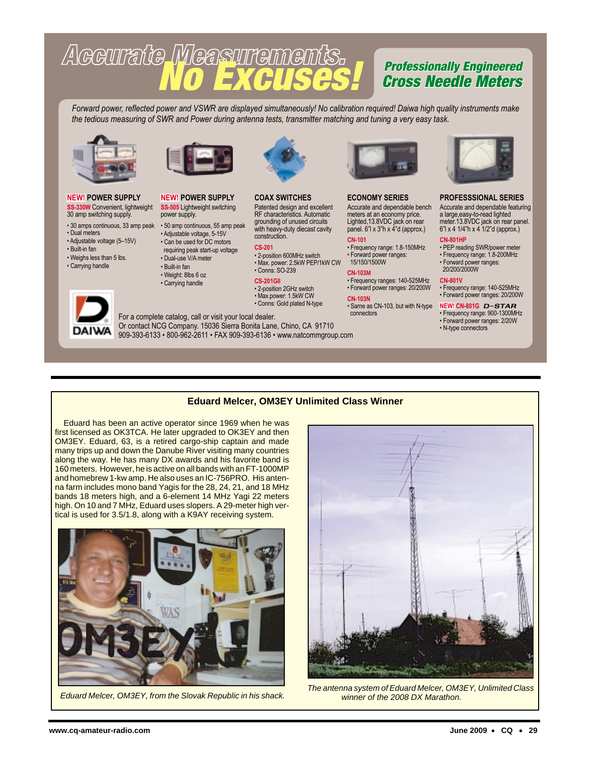# Accurate Measurements. No Excuses!

## Professionally Engineered Cross Needle Meters

*Forward power, reflected power and VSWR are displayed simultaneously! No calibration required! Daiwa high quality instruments make the tedious measuring of SWR and Power during antenna tests, transmitter matching and tuning a very easy task.*

**NEW! POWER SUPPLY**

**SS-330W** Convenient, lightweight 30 amp switching supply.

- 30 amps continuous, 33 amp peak
- Dual meters
- Adjustable voltage (5–15V)
- Built-in fan
- Weighs less than 5 lbs.
- Carrying handle

**NEW! POWER SUPPLY**

**SS-505** Lightweight switching power supply.

- 50 amp continuous, 55 amp peak
- Adjustable voltage, 5-15V
- Can be used for DC motors requiring peak start-up voltage
- Dual-use V/A meter
- Built-in fan
- Weight: 8lbs 6 oz
- Carrying handle

**COAX SWITCHES**

Patented design and excellent RF characteristics. Automatic grounding of unused circuits with heavy-duty diecast cavity construction.

**CS-201**
- 2-position 600MHz switch
- Max. power: 2.5kW PEP/1kW CW
- Conns: SO-239

**CS-201GII**
- 2-position 2GHz switch
- Max.power: 1.5kW CW
- Conns: Gold plated N-type

**ECONOMY SERIES**

Accurate and dependable bench meters at an economy price. Lighted,13.8VDC jack on rear panel. 6"l x 3"h x 4"d (approx.)

**CN-101**
- Frequency range: 1.8-150MHz
- Forward power ranges: 15/150/1500W

**CN-103M**
- Frequency ranges: 140-525MHz
- Forward power ranges: 20/200W

**CN-103N**
- Same as CN-103, but with N-type connectors

**PROFESSSIONAL SERIES**

Accurate and dependable featuring a large,easy-to-read lighted meter.13.8VDC jack on rear panel. 6"l x 4 1/4"h x 4 1/2"d (approx.)

**CN-801HP**
- PEP reading SWR/power meter
- Frequency range: 1.8-200MHz
- Forward power ranges: 20/200/2000W

**CN-801V**
- Frequency range: 140-525MHz
- Forward power ranges: 20/200W

**NEW! CN-801G D-STAR**
- Frequency range: 900-1300MHz
- Forward power ranges: 2/20W
- N-type connectors

DAIWA

For a complete catalog, call or visit your local dealer.
Or contact NCG Company. 15036 Sierra Bonita Lane, Chino, CA 91710
909-393-6133 • 800-962-2611 • FAX 909-393-6136 • www.natcommgroup.com

---

### Eduard Melcer, OM3EY Unlimited Class Winner

Eduard has been an active operator since 1969 when he was first licensed as OK3TCA. He later upgraded to OK3EY and then OM3EY. Eduard, 63, is a retired cargo-ship captain and made many trips up and down the Danube River visiting many countries along the way. He has many DX awards and his favorite band is 160 meters. However, he is active on all bands with an FT-1000MP and homebrew 1-kw amp. He also uses an IC-756PRO. His antenna farm includes mono band Yagis for the 28, 24, 21, and 18 MHz bands 18 meters high, and a 6-element 14 MHz Yagi 22 meters high. On 10 and 7 MHz, Eduard uses slopers. A 29-meter high vertical is used for 3.5/1.8, along with a K9AY receiving system.

*Eduard Melcer, OM3EY, from the Slovak Republic in his shack.*

*The antenna system of Eduard Melcer, OM3EY, Unlimited Class winner of the 2008 DX Marathon.*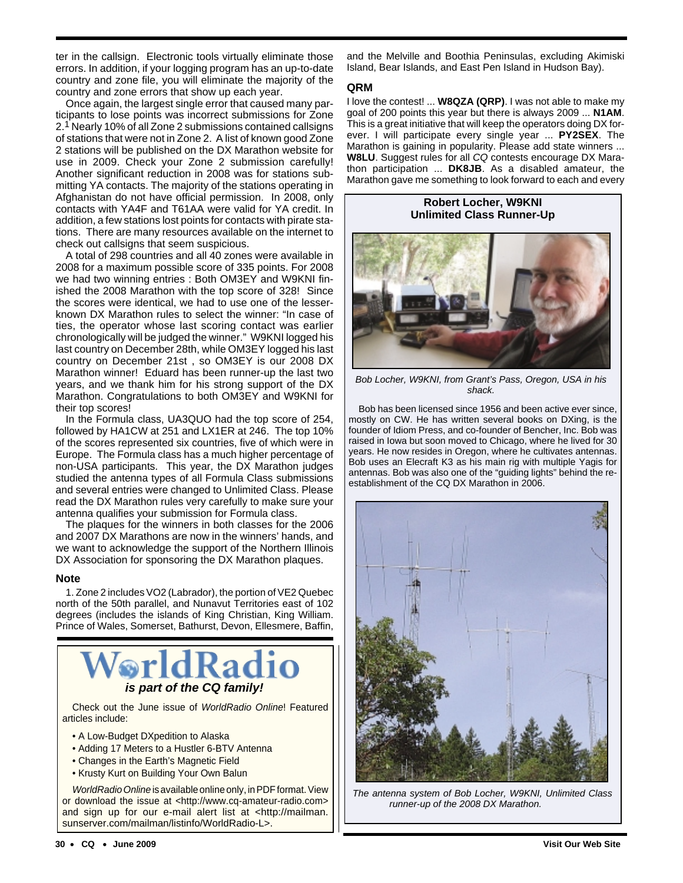ter in the callsign. Electronic tools virtually eliminate those errors. In addition, if your logging program has an up-to-date country and zone file, you will eliminate the majority of the country and zone errors that show up each year.

Once again, the largest single error that caused many participants to lose points was incorrect submissions for Zone 2.[1] Nearly 10% of all Zone 2 submissions contained callsigns of stations that were not in Zone 2. A list of known good Zone 2 stations will be published on the DX Marathon website for use in 2009. Check your Zone 2 submission carefully! Another significant reduction in 2008 was for stations submitting YA contacts. The majority of the stations operating in Afghanistan do not have official permission. In 2008, only contacts with YA4F and T61AA were valid for YA credit. In addition, a few stations lost points for contacts with pirate stations. There are many resources available on the internet to check out callsigns that seem suspicious.

A total of 298 countries and all 40 zones were available in 2008 for a maximum possible score of 335 points. For 2008 we had two winning entries : Both OM3EY and W9KNI finished the 2008 Marathon with the top score of 328! Since the scores were identical, we had to use one of the lesser-known DX Marathon rules to select the winner: "In case of ties, the operator whose last scoring contact was earlier chronologically will be judged the winner." W9KNI logged his last country on December 28th, while OM3EY logged his last country on December 21st , so OM3EY is our 2008 DX Marathon winner! Eduard has been runner-up the last two years, and we thank him for his strong support of the DX Marathon. Congratulations to both OM3EY and W9KNI for their top scores!

In the Formula class, UA3QUO had the top score of 254, followed by HA1CW at 251 and LX1ER at 246. The top 10% of the scores represented six countries, five of which were in Europe. The Formula class has a much higher percentage of non-USA participants. This year, the DX Marathon judges studied the antenna types of all Formula Class submissions and several entries were changed to Unlimited Class. Please read the DX Marathon rules very carefully to make sure your antenna qualifies your submission for Formula class.

The plaques for the winners in both classes for the 2006 and 2007 DX Marathons are now in the winners' hands, and we want to acknowledge the support of the Northern Illinois DX Association for sponsoring the DX Marathon plaques.

### Note

1. Zone 2 includes VO2 (Labrador), the portion of VE2 Quebec north of the 50th parallel, and Nunavut Territories east of 102 degrees (includes the islands of King Christian, King William. Prince of Wales, Somerset, Bathurst, Devon, Ellesmere, Baffin, and the Melville and Boothia Peninsulas, excluding Akimiski Island, Bear Islands, and East Pen Island in Hudson Bay).

### QRM

I love the contest! ... **W8QZA (QRP)**. I was not able to make my goal of 200 points this year but there is always 2009 ... **N1AM**. This is a great initiative that will keep the operators doing DX forever. I will participate every single year ... **PY2SEX**. The Marathon is gaining in popularity. Please add state winners ... **W8LU**. Suggest rules for all *CQ* contests encourage DX Marathon participation ... **DK8JB**. As a disabled amateur, the Marathon gave me something to look forward to each and every

---

**Robert Locher, W9KNI**
**Unlimited Class Runner-Up**

*Bob Locher, W9KNI, from Grant's Pass, Oregon, USA in his shack.*

Bob has been licensed since 1956 and been active ever since, mostly on CW. He has written several books on DXing, is the founder of Idiom Press, and co-founder of Bencher, Inc. Bob was raised in Iowa but soon moved to Chicago, where he lived for 30 years. He now resides in Oregon, where he cultivates antennas. Bob uses an Elecraft K3 as his main rig with multiple Yagis for antennas. Bob was also one of the "guiding lights" behind the re-establishment of the CQ DX Marathon in 2006.

*The antenna system of Bob Locher, W9KNI, Unlimited Class runner-up of the 2008 DX Marathon.*

---

## WorldRadio
### *is part of the CQ family!*

Check out the June issue of *WorldRadio Online*! Featured articles include:

- A Low-Budget DXpedition to Alaska
- Adding 17 Meters to a Hustler 6-BTV Antenna
- Changes in the Earth's Magnetic Field
- Krusty Kurt on Building Your Own Balun

*WorldRadio Online* is available online only, in PDF format. View or download the issue at <http://www.cq-amateur-radio.com> and sign up for our e-mail alert list at <http://mailman.sunserver.com/mailman/listinfo/WorldRadio-L>.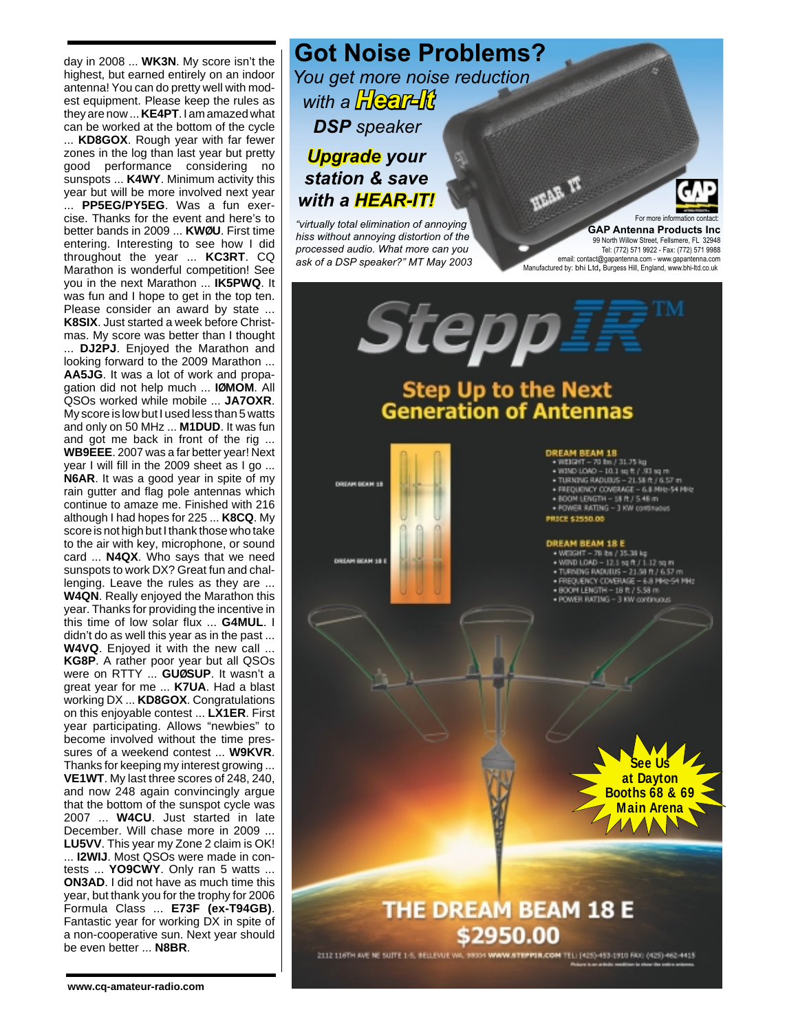day in 2008 ... **WK3N**. My score isn't the highest, but earned entirely on an indoor antenna! You can do pretty well with modest equipment. Please keep the rules as they are now ... **KE4PT**. I am amazed what can be worked at the bottom of the cycle ... **KD8GOX**. Rough year with far fewer zones in the log than last year but pretty good performance considering no sunspots ... **K4WY**. Minimum activity this year but will be more involved next year ... **PP5EG/PY5EG**. Was a fun exercise. Thanks for the event and here's to better bands in 2009 ... **KWØU**. First time entering. Interesting to see how I did throughout the year ... **KC3RT**. CQ Marathon is wonderful competition! See you in the next Marathon ... **IK5PWQ**. It was fun and I hope to get in the top ten. Please consider an award by state ... **K8SIX**. Just started a week before Christmas. My score was better than I thought ... **DJ2PJ**. Enjoyed the Marathon and looking forward to the 2009 Marathon ... **AA5JG**. It was a lot of work and propagation did not help much ... **IØMOM**. All QSOs worked while mobile ... **JA7OXR**. My score is low but I used less than 5 watts and only on 50 MHz ... **M1DUD**. It was fun and got me back in front of the rig ... **WB9EEE**. 2007 was a far better year! Next year I will fill in the 2009 sheet as I go ... **N6AR**. It was a good year in spite of my rain gutter and flag pole antennas which continue to amaze me. Finished with 216 although I had hopes for 225 ... **K8CQ**. My score is not high but I thank those who take to the air with key, microphone, or sound card ... **N4QX**. Who says that we need sunspots to work DX? Great fun and challenging. Leave the rules as they are ... **W4QN**. Really enjoyed the Marathon this year. Thanks for providing the incentive in this time of low solar flux ... **G4MUL**. I didn't do as well this year as in the past ... **W4VQ**. Enjoyed it with the new call ... **KG8P**. A rather poor year but all QSOs were on RTTY ... **GUØSUP**. It wasn't a great year for me ... **K7UA**. Had a blast working DX ... **KD8GOX**. Congratulations on this enjoyable contest ... **LX1ER**. First year participating. Allows "newbies" to become involved without the time pressures of a weekend contest ... **W9KVR**. Thanks for keeping my interest growing ... **VE1WT**. My last three scores of 248, 240, and now 248 again convincingly argue that the bottom of the sunspot cycle was 2007 ... **W4CU**. Just started in late December. Will chase more in 2009 ... **LU5VV**. This year my Zone 2 claim is OK! ... **I2WIJ**. Most QSOs were made in contests ... **YO9CWY**. Only ran 5 watts ... **ON3AD**. I did not have as much time this year, but thank you for the trophy for 2006 Formula Class ... **E73F (ex-T94GB)**. Fantastic year for working DX in spite of a non-cooperative sun. Next year should be even better ... **N8BR**.

**Got Noise Problems?**

*You get more noise reduction with a* ***Hear-It DSP*** *speaker*

***Upgrade your station & save with a HEAR-IT!***

*"virtually total elimination of annoying hiss without annoying distortion of the processed audio. What more can you ask of a DSP speaker?" MT May 2003*

For more information contact:
**GAP Antenna Products Inc**
99 North Willow Street, Fellsmere, FL 32948
Tel: (772) 571 9922 - Fax: (772) 571 9988
email: contact@gapantenna.com - www.gapantenna.com
Manufactured by: bhi Ltd, Burgess Hill, England, www.bhi-ltd.co.uk

**SteppIR™**

**Step Up to the Next Generation of Antennas**

**DREAM BEAM 18**
- WEIGHT – 70 lbs / 31.75 kg
- WIND LOAD – 10.1 sq ft / .93 sq m
- TURNING RADIUS – 21.58 ft / 6.57 m
- FREQUENCY COVERAGE – 6.8 MHz-54 MHz
- BOOM LENGTH – 18 ft / 5.48 m
- POWER RATING – 3 KW continuous

PRICE $2550.00

**DREAM BEAM 18 E**
- WEIGHT – 78 lbs / 35.38 kg
- WIND LOAD – 12.1 sq ft / 1.12 sq m
- TURNING RADIUS – 21.58 ft / 6.57 m
- FREQUENCY COVERAGE – 6.8 MHz-54 MHz
- BOOM LENGTH – 18 ft / 5.58 m
- POWER RATING – 3 KW continuous

**See Us at Dayton Booths 68 & 69 Main Arena**

**THE DREAM BEAM 18 E $2950.00**

2112 116TH AVE NE SUITE 1-5, BELLEVUE WA, 98004 WWW.STEPPIR.COM TEL: (425)-453-1910 FAX: (425)-462-4415

www.cq-amateur-radio.com